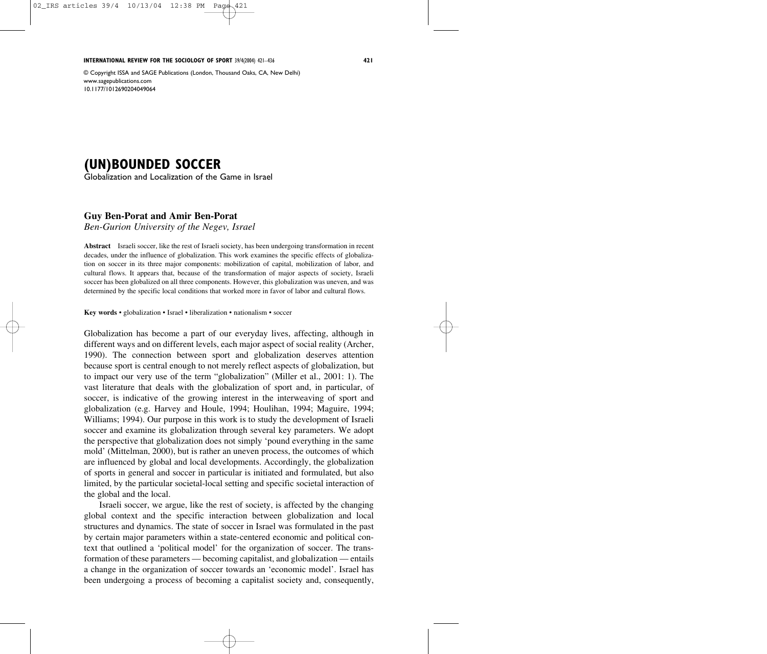# (UN)BOUNDED SOCCER

Globalization and Localization of the Game in Israel

**Guy Ben-Porat and Amir Ben-Porat**
*Ben-Gurion University of the Negev, Israel*

**Abstract** Israeli soccer, like the rest of Israeli society, has been undergoing transformation in recent decades, under the influence of globalization. This work examines the specific effects of globalization on soccer in its three major components: mobilization of capital, mobilization of labor, and cultural flows. It appears that, because of the transformation of major aspects of society, Israeli soccer has been globalized on all three components. However, this globalization was uneven, and was determined by the specific local conditions that worked more in favor of labor and cultural flows.

**Key words** • globalization • Israel • liberalization • nationalism • soccer

Globalization has become a part of our everyday lives, affecting, although in different ways and on different levels, each major aspect of social reality (Archer, 1990). The connection between sport and globalization deserves attention because sport is central enough to not merely reflect aspects of globalization, but to impact our very use of the term "globalization" (Miller et al., 2001: 1). The vast literature that deals with the globalization of sport and, in particular, of soccer, is indicative of the growing interest in the interweaving of sport and globalization (e.g. Harvey and Houle, 1994; Houlihan, 1994; Maguire, 1994; Williams; 1994). Our purpose in this work is to study the development of Israeli soccer and examine its globalization through several key parameters. We adopt the perspective that globalization does not simply 'pound everything in the same mold' (Mittelman, 2000), but is rather an uneven process, the outcomes of which are influenced by global and local developments. Accordingly, the globalization of sports in general and soccer in particular is initiated and formulated, but also limited, by the particular societal-local setting and specific societal interaction of the global and the local.

Israeli soccer, we argue, like the rest of society, is affected by the changing global context and the specific interaction between globalization and local structures and dynamics. The state of soccer in Israel was formulated in the past by certain major parameters within a state-centered economic and political context that outlined a 'political model' for the organization of soccer. The transformation of these parameters — becoming capitalist, and globalization — entails a change in the organization of soccer towards an 'economic model'. Israel has been undergoing a process of becoming a capitalist society and, consequently,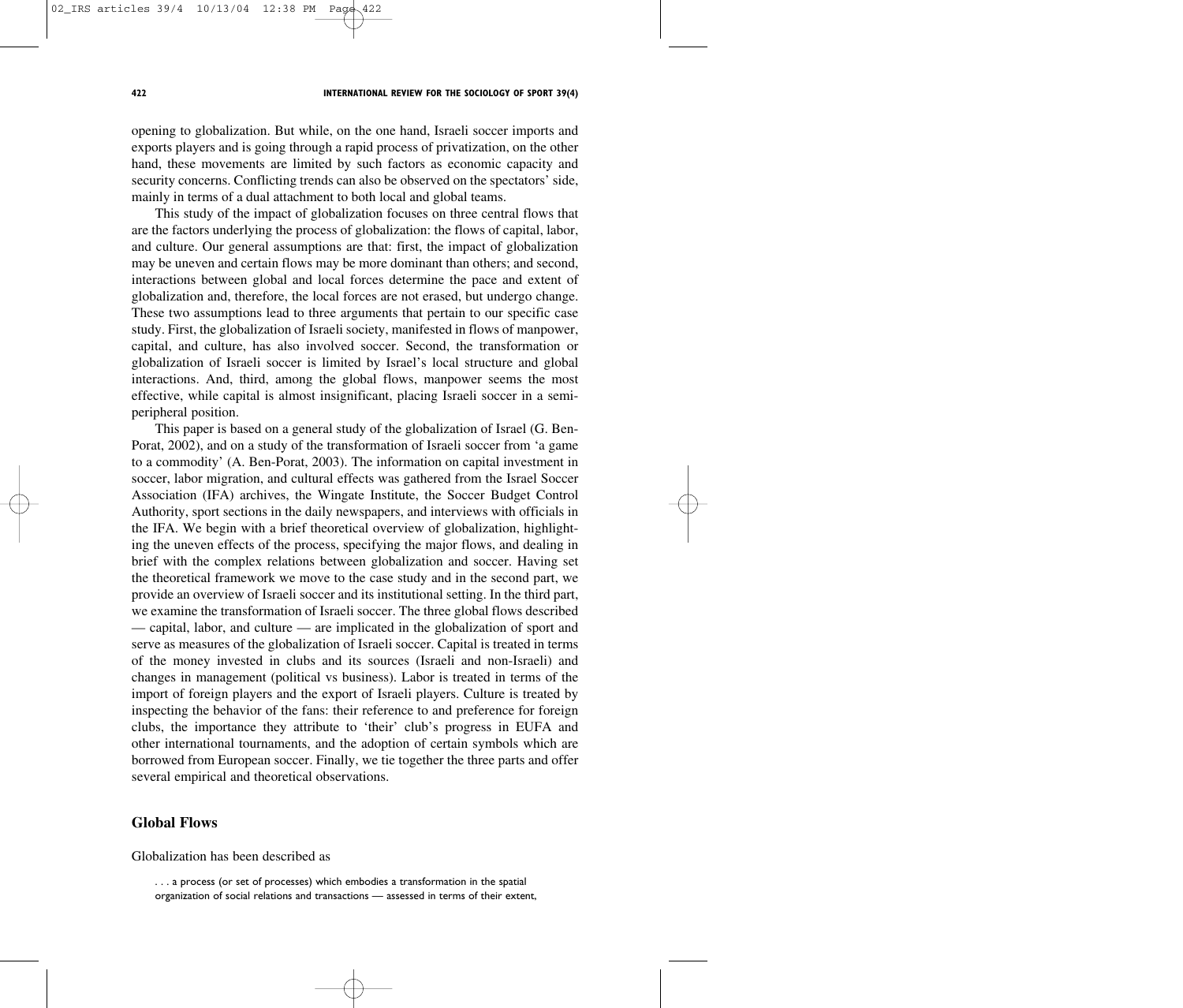opening to globalization. But while, on the one hand, Israeli soccer imports and exports players and is going through a rapid process of privatization, on the other hand, these movements are limited by such factors as economic capacity and security concerns. Conflicting trends can also be observed on the spectators' side, mainly in terms of a dual attachment to both local and global teams.

This study of the impact of globalization focuses on three central flows that are the factors underlying the process of globalization: the flows of capital, labor, and culture. Our general assumptions are that: first, the impact of globalization may be uneven and certain flows may be more dominant than others; and second, interactions between global and local forces determine the pace and extent of globalization and, therefore, the local forces are not erased, but undergo change. These two assumptions lead to three arguments that pertain to our specific case study. First, the globalization of Israeli society, manifested in flows of manpower, capital, and culture, has also involved soccer. Second, the transformation or globalization of Israeli soccer is limited by Israel's local structure and global interactions. And, third, among the global flows, manpower seems the most effective, while capital is almost insignificant, placing Israeli soccer in a semi-peripheral position.

This paper is based on a general study of the globalization of Israel (G. Ben-Porat, 2002), and on a study of the transformation of Israeli soccer from 'a game to a commodity' (A. Ben-Porat, 2003). The information on capital investment in soccer, labor migration, and cultural effects was gathered from the Israel Soccer Association (IFA) archives, the Wingate Institute, the Soccer Budget Control Authority, sport sections in the daily newspapers, and interviews with officials in the IFA. We begin with a brief theoretical overview of globalization, highlighting the uneven effects of the process, specifying the major flows, and dealing in brief with the complex relations between globalization and soccer. Having set the theoretical framework we move to the case study and in the second part, we provide an overview of Israeli soccer and its institutional setting. In the third part, we examine the transformation of Israeli soccer. The three global flows described — capital, labor, and culture — are implicated in the globalization of sport and serve as measures of the globalization of Israeli soccer. Capital is treated in terms of the money invested in clubs and its sources (Israeli and non-Israeli) and changes in management (political vs business). Labor is treated in terms of the import of foreign players and the export of Israeli players. Culture is treated by inspecting the behavior of the fans: their reference to and preference for foreign clubs, the importance they attribute to 'their' club's progress in EUFA and other international tournaments, and the adoption of certain symbols which are borrowed from European soccer. Finally, we tie together the three parts and offer several empirical and theoretical observations.

## Global Flows

Globalization has been described as

> . . . a process (or set of processes) which embodies a transformation in the spatial organization of social relations and transactions — assessed in terms of their extent,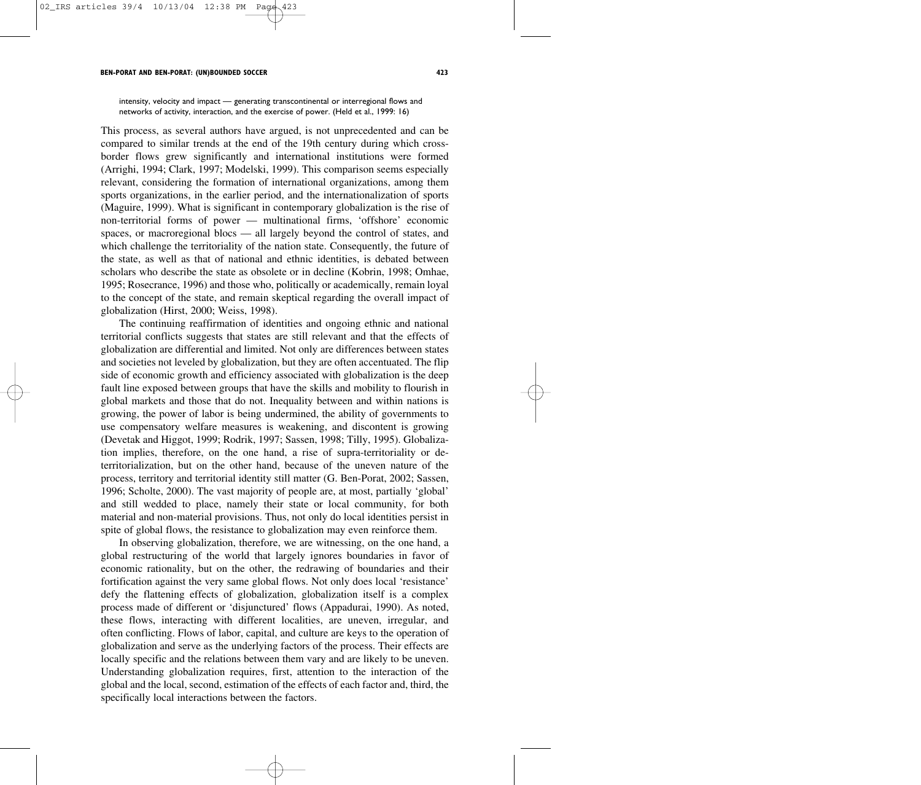intensity, velocity and impact — generating transcontinental or interregional flows and networks of activity, interaction, and the exercise of power. (Held et al., 1999: 16)

This process, as several authors have argued, is not unprecedented and can be compared to similar trends at the end of the 19th century during which cross-border flows grew significantly and international institutions were formed (Arrighi, 1994; Clark, 1997; Modelski, 1999). This comparison seems especially relevant, considering the formation of international organizations, among them sports organizations, in the earlier period, and the internationalization of sports (Maguire, 1999). What is significant in contemporary globalization is the rise of non-territorial forms of power — multinational firms, 'offshore' economic spaces, or macroregional blocs — all largely beyond the control of states, and which challenge the territoriality of the nation state. Consequently, the future of the state, as well as that of national and ethnic identities, is debated between scholars who describe the state as obsolete or in decline (Kobrin, 1998; Omhae, 1995; Rosecrance, 1996) and those who, politically or academically, remain loyal to the concept of the state, and remain skeptical regarding the overall impact of globalization (Hirst, 2000; Weiss, 1998).

The continuing reaffirmation of identities and ongoing ethnic and national territorial conflicts suggests that states are still relevant and that the effects of globalization are differential and limited. Not only are differences between states and societies not leveled by globalization, but they are often accentuated. The flip side of economic growth and efficiency associated with globalization is the deep fault line exposed between groups that have the skills and mobility to flourish in global markets and those that do not. Inequality between and within nations is growing, the power of labor is being undermined, the ability of governments to use compensatory welfare measures is weakening, and discontent is growing (Devetak and Higgot, 1999; Rodrik, 1997; Sassen, 1998; Tilly, 1995). Globalization implies, therefore, on the one hand, a rise of supra-territoriality or deterritorialization, but on the other hand, because of the uneven nature of the process, territory and territorial identity still matter (G. Ben-Porat, 2002; Sassen, 1996; Scholte, 2000). The vast majority of people are, at most, partially 'global' and still wedded to place, namely their state or local community, for both material and non-material provisions. Thus, not only do local identities persist in spite of global flows, the resistance to globalization may even reinforce them.

In observing globalization, therefore, we are witnessing, on the one hand, a global restructuring of the world that largely ignores boundaries in favor of economic rationality, but on the other, the redrawing of boundaries and their fortification against the very same global flows. Not only does local 'resistance' defy the flattening effects of globalization, globalization itself is a complex process made of different or 'disjunctured' flows (Appadurai, 1990). As noted, these flows, interacting with different localities, are uneven, irregular, and often conflicting. Flows of labor, capital, and culture are keys to the operation of globalization and serve as the underlying factors of the process. Their effects are locally specific and the relations between them vary and are likely to be uneven. Understanding globalization requires, first, attention to the interaction of the global and the local, second, estimation of the effects of each factor and, third, the specifically local interactions between the factors.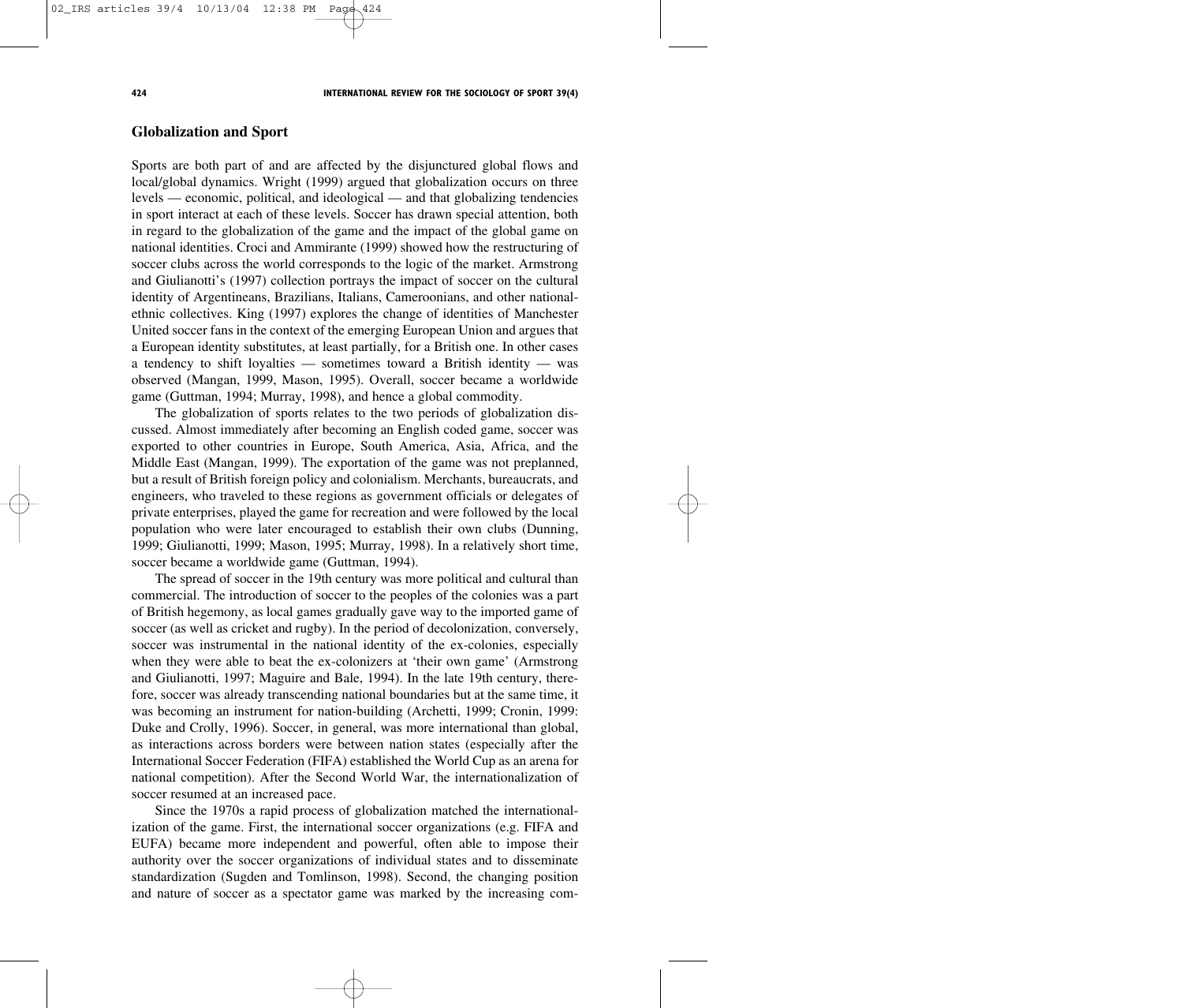## Globalization and Sport

Sports are both part of and are affected by the disjunctured global flows and local/global dynamics. Wright (1999) argued that globalization occurs on three levels — economic, political, and ideological — and that globalizing tendencies in sport interact at each of these levels. Soccer has drawn special attention, both in regard to the globalization of the game and the impact of the global game on national identities. Croci and Ammirante (1999) showed how the restructuring of soccer clubs across the world corresponds to the logic of the market. Armstrong and Giulianotti's (1997) collection portrays the impact of soccer on the cultural identity of Argentineans, Brazilians, Italians, Cameroonians, and other national-ethnic collectives. King (1997) explores the change of identities of Manchester United soccer fans in the context of the emerging European Union and argues that a European identity substitutes, at least partially, for a British one. In other cases a tendency to shift loyalties — sometimes toward a British identity — was observed (Mangan, 1999, Mason, 1995). Overall, soccer became a worldwide game (Guttman, 1994; Murray, 1998), and hence a global commodity.

The globalization of sports relates to the two periods of globalization discussed. Almost immediately after becoming an English coded game, soccer was exported to other countries in Europe, South America, Asia, Africa, and the Middle East (Mangan, 1999). The exportation of the game was not preplanned, but a result of British foreign policy and colonialism. Merchants, bureaucrats, and engineers, who traveled to these regions as government officials or delegates of private enterprises, played the game for recreation and were followed by the local population who were later encouraged to establish their own clubs (Dunning, 1999; Giulianotti, 1999; Mason, 1995; Murray, 1998). In a relatively short time, soccer became a worldwide game (Guttman, 1994).

The spread of soccer in the 19th century was more political and cultural than commercial. The introduction of soccer to the peoples of the colonies was a part of British hegemony, as local games gradually gave way to the imported game of soccer (as well as cricket and rugby). In the period of decolonization, conversely, soccer was instrumental in the national identity of the ex-colonies, especially when they were able to beat the ex-colonizers at 'their own game' (Armstrong and Giulianotti, 1997; Maguire and Bale, 1994). In the late 19th century, therefore, soccer was already transcending national boundaries but at the same time, it was becoming an instrument for nation-building (Archetti, 1999; Cronin, 1999: Duke and Crolly, 1996). Soccer, in general, was more international than global, as interactions across borders were between nation states (especially after the International Soccer Federation (FIFA) established the World Cup as an arena for national competition). After the Second World War, the internationalization of soccer resumed at an increased pace.

Since the 1970s a rapid process of globalization matched the internationalization of the game. First, the international soccer organizations (e.g. FIFA and EUFA) became more independent and powerful, often able to impose their authority over the soccer organizations of individual states and to disseminate standardization (Sugden and Tomlinson, 1998). Second, the changing position and nature of soccer as a spectator game was marked by the increasing com-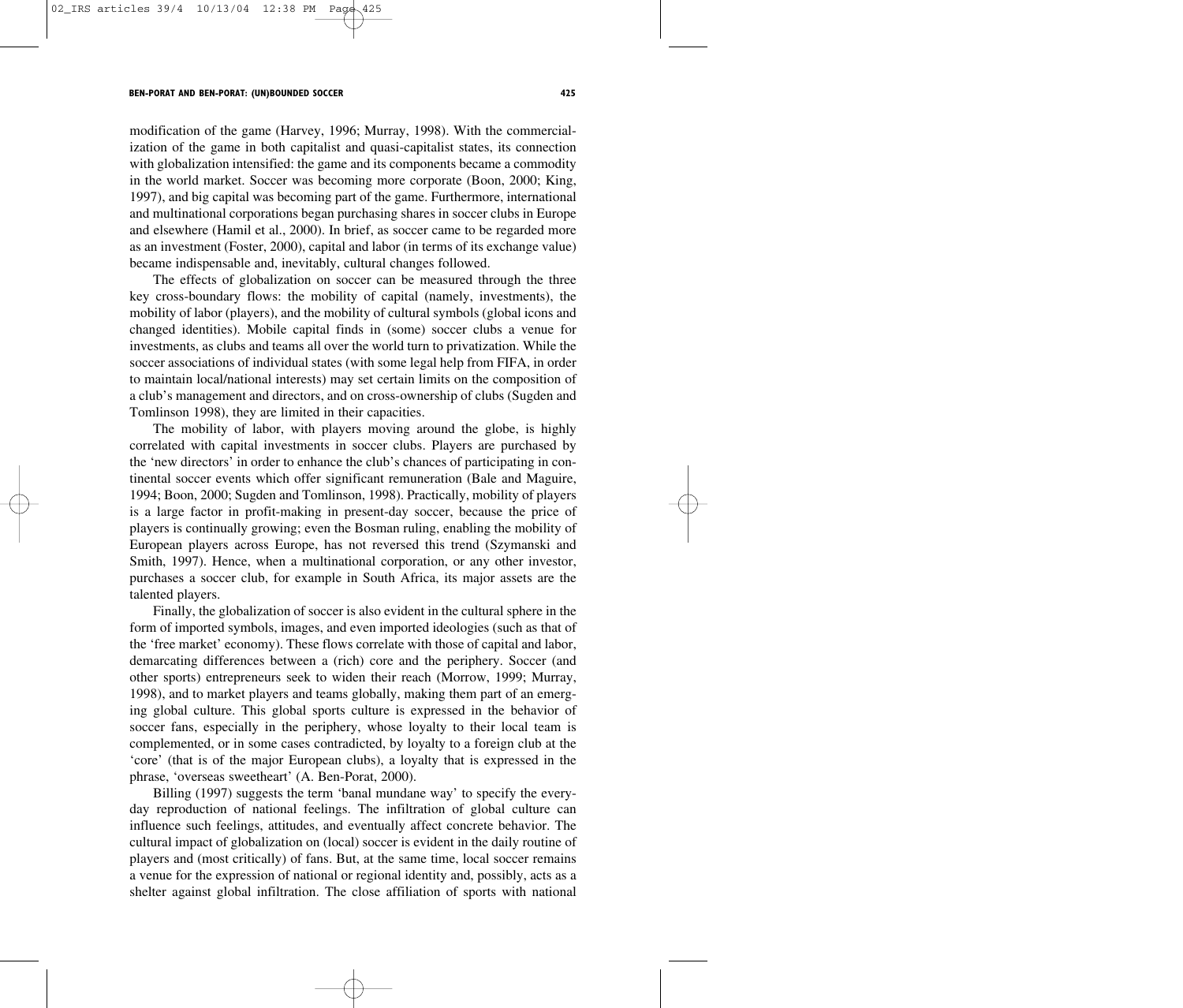modification of the game (Harvey, 1996; Murray, 1998). With the commercialization of the game in both capitalist and quasi-capitalist states, its connection with globalization intensified: the game and its components became a commodity in the world market. Soccer was becoming more corporate (Boon, 2000; King, 1997), and big capital was becoming part of the game. Furthermore, international and multinational corporations began purchasing shares in soccer clubs in Europe and elsewhere (Hamil et al., 2000). In brief, as soccer came to be regarded more as an investment (Foster, 2000), capital and labor (in terms of its exchange value) became indispensable and, inevitably, cultural changes followed.

The effects of globalization on soccer can be measured through the three key cross-boundary flows: the mobility of capital (namely, investments), the mobility of labor (players), and the mobility of cultural symbols (global icons and changed identities). Mobile capital finds in (some) soccer clubs a venue for investments, as clubs and teams all over the world turn to privatization. While the soccer associations of individual states (with some legal help from FIFA, in order to maintain local/national interests) may set certain limits on the composition of a club's management and directors, and on cross-ownership of clubs (Sugden and Tomlinson 1998), they are limited in their capacities.

The mobility of labor, with players moving around the globe, is highly correlated with capital investments in soccer clubs. Players are purchased by the 'new directors' in order to enhance the club's chances of participating in continental soccer events which offer significant remuneration (Bale and Maguire, 1994; Boon, 2000; Sugden and Tomlinson, 1998). Practically, mobility of players is a large factor in profit-making in present-day soccer, because the price of players is continually growing; even the Bosman ruling, enabling the mobility of European players across Europe, has not reversed this trend (Szymanski and Smith, 1997). Hence, when a multinational corporation, or any other investor, purchases a soccer club, for example in South Africa, its major assets are the talented players.

Finally, the globalization of soccer is also evident in the cultural sphere in the form of imported symbols, images, and even imported ideologies (such as that of the 'free market' economy). These flows correlate with those of capital and labor, demarcating differences between a (rich) core and the periphery. Soccer (and other sports) entrepreneurs seek to widen their reach (Morrow, 1999; Murray, 1998), and to market players and teams globally, making them part of an emerging global culture. This global sports culture is expressed in the behavior of soccer fans, especially in the periphery, whose loyalty to their local team is complemented, or in some cases contradicted, by loyalty to a foreign club at the 'core' (that is of the major European clubs), a loyalty that is expressed in the phrase, 'overseas sweetheart' (A. Ben-Porat, 2000).

Billing (1997) suggests the term 'banal mundane way' to specify the everyday reproduction of national feelings. The infiltration of global culture can influence such feelings, attitudes, and eventually affect concrete behavior. The cultural impact of globalization on (local) soccer is evident in the daily routine of players and (most critically) of fans. But, at the same time, local soccer remains a venue for the expression of national or regional identity and, possibly, acts as a shelter against global infiltration. The close affiliation of sports with national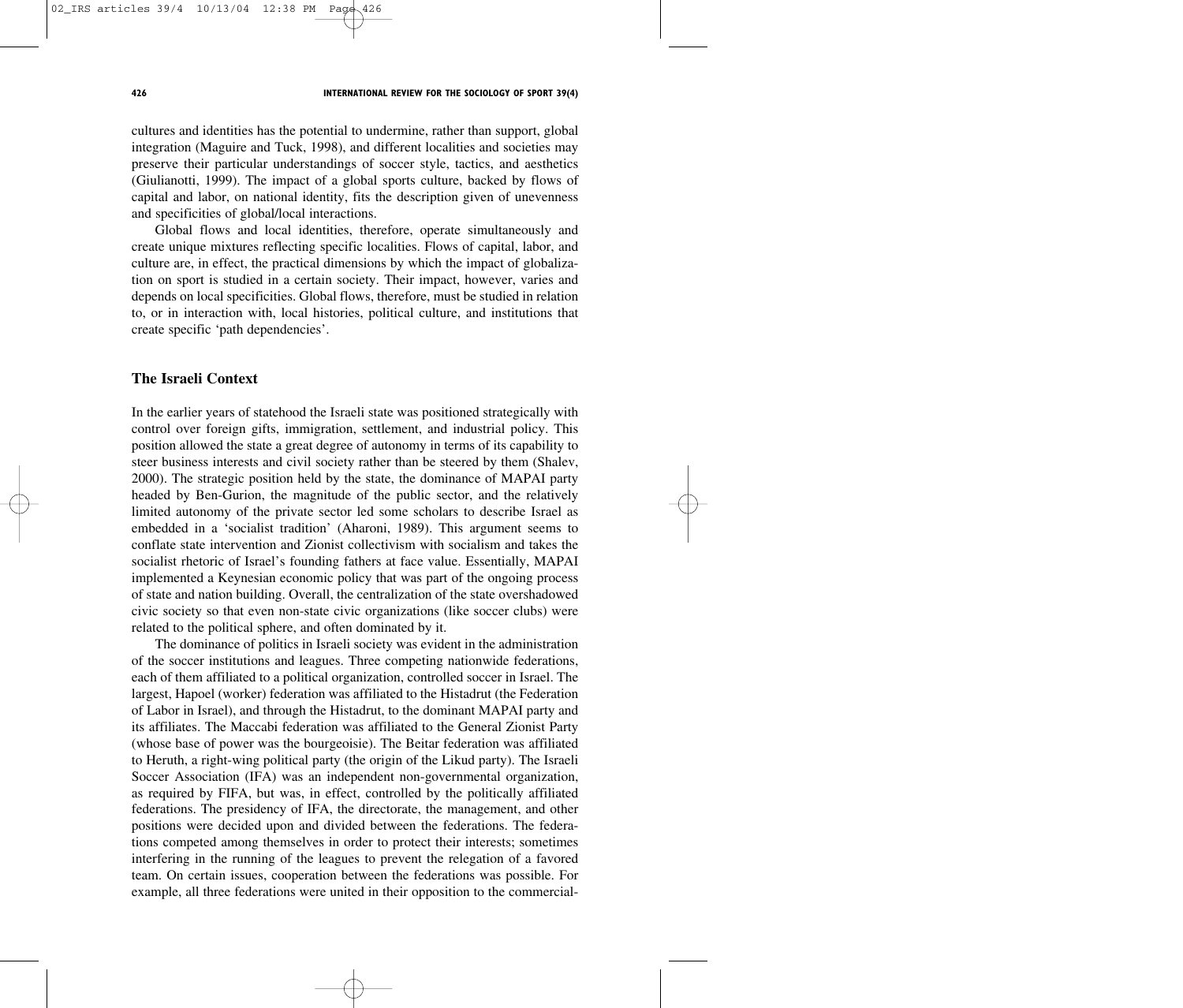cultures and identities has the potential to undermine, rather than support, global integration (Maguire and Tuck, 1998), and different localities and societies may preserve their particular understandings of soccer style, tactics, and aesthetics (Giulianotti, 1999). The impact of a global sports culture, backed by flows of capital and labor, on national identity, fits the description given of unevenness and specificities of global/local interactions.

Global flows and local identities, therefore, operate simultaneously and create unique mixtures reflecting specific localities. Flows of capital, labor, and culture are, in effect, the practical dimensions by which the impact of globalization on sport is studied in a certain society. Their impact, however, varies and depends on local specificities. Global flows, therefore, must be studied in relation to, or in interaction with, local histories, political culture, and institutions that create specific 'path dependencies'.

## The Israeli Context

In the earlier years of statehood the Israeli state was positioned strategically with control over foreign gifts, immigration, settlement, and industrial policy. This position allowed the state a great degree of autonomy in terms of its capability to steer business interests and civil society rather than be steered by them (Shalev, 2000). The strategic position held by the state, the dominance of MAPAI party headed by Ben-Gurion, the magnitude of the public sector, and the relatively limited autonomy of the private sector led some scholars to describe Israel as embedded in a 'socialist tradition' (Aharoni, 1989). This argument seems to conflate state intervention and Zionist collectivism with socialism and takes the socialist rhetoric of Israel's founding fathers at face value. Essentially, MAPAI implemented a Keynesian economic policy that was part of the ongoing process of state and nation building. Overall, the centralization of the state overshadowed civic society so that even non-state civic organizations (like soccer clubs) were related to the political sphere, and often dominated by it.

The dominance of politics in Israeli society was evident in the administration of the soccer institutions and leagues. Three competing nationwide federations, each of them affiliated to a political organization, controlled soccer in Israel. The largest, Hapoel (worker) federation was affiliated to the Histadrut (the Federation of Labor in Israel), and through the Histadrut, to the dominant MAPAI party and its affiliates. The Maccabi federation was affiliated to the General Zionist Party (whose base of power was the bourgeoisie). The Beitar federation was affiliated to Heruth, a right-wing political party (the origin of the Likud party). The Israeli Soccer Association (IFA) was an independent non-governmental organization, as required by FIFA, but was, in effect, controlled by the politically affiliated federations. The presidency of IFA, the directorate, the management, and other positions were decided upon and divided between the federations. The federations competed among themselves in order to protect their interests; sometimes interfering in the running of the leagues to prevent the relegation of a favored team. On certain issues, cooperation between the federations was possible. For example, all three federations were united in their opposition to the commercial-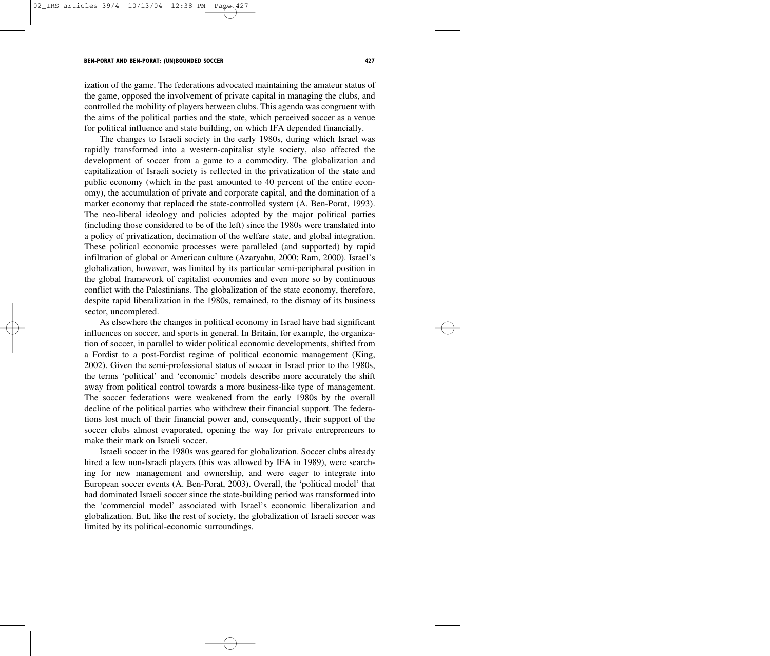ization of the game. The federations advocated maintaining the amateur status of the game, opposed the involvement of private capital in managing the clubs, and controlled the mobility of players between clubs. This agenda was congruent with the aims of the political parties and the state, which perceived soccer as a venue for political influence and state building, on which IFA depended financially.

The changes to Israeli society in the early 1980s, during which Israel was rapidly transformed into a western-capitalist style society, also affected the development of soccer from a game to a commodity. The globalization and capitalization of Israeli society is reflected in the privatization of the state and public economy (which in the past amounted to 40 percent of the entire economy), the accumulation of private and corporate capital, and the domination of a market economy that replaced the state-controlled system (A. Ben-Porat, 1993). The neo-liberal ideology and policies adopted by the major political parties (including those considered to be of the left) since the 1980s were translated into a policy of privatization, decimation of the welfare state, and global integration. These political economic processes were paralleled (and supported) by rapid infiltration of global or American culture (Azaryahu, 2000; Ram, 2000). Israel's globalization, however, was limited by its particular semi-peripheral position in the global framework of capitalist economies and even more so by continuous conflict with the Palestinians. The globalization of the state economy, therefore, despite rapid liberalization in the 1980s, remained, to the dismay of its business sector, uncompleted.

As elsewhere the changes in political economy in Israel have had significant influences on soccer, and sports in general. In Britain, for example, the organization of soccer, in parallel to wider political economic developments, shifted from a Fordist to a post-Fordist regime of political economic management (King, 2002). Given the semi-professional status of soccer in Israel prior to the 1980s, the terms 'political' and 'economic' models describe more accurately the shift away from political control towards a more business-like type of management. The soccer federations were weakened from the early 1980s by the overall decline of the political parties who withdrew their financial support. The federations lost much of their financial power and, consequently, their support of the soccer clubs almost evaporated, opening the way for private entrepreneurs to make their mark on Israeli soccer.

Israeli soccer in the 1980s was geared for globalization. Soccer clubs already hired a few non-Israeli players (this was allowed by IFA in 1989), were searching for new management and ownership, and were eager to integrate into European soccer events (A. Ben-Porat, 2003). Overall, the 'political model' that had dominated Israeli soccer since the state-building period was transformed into the 'commercial model' associated with Israel's economic liberalization and globalization. But, like the rest of society, the globalization of Israeli soccer was limited by its political-economic surroundings.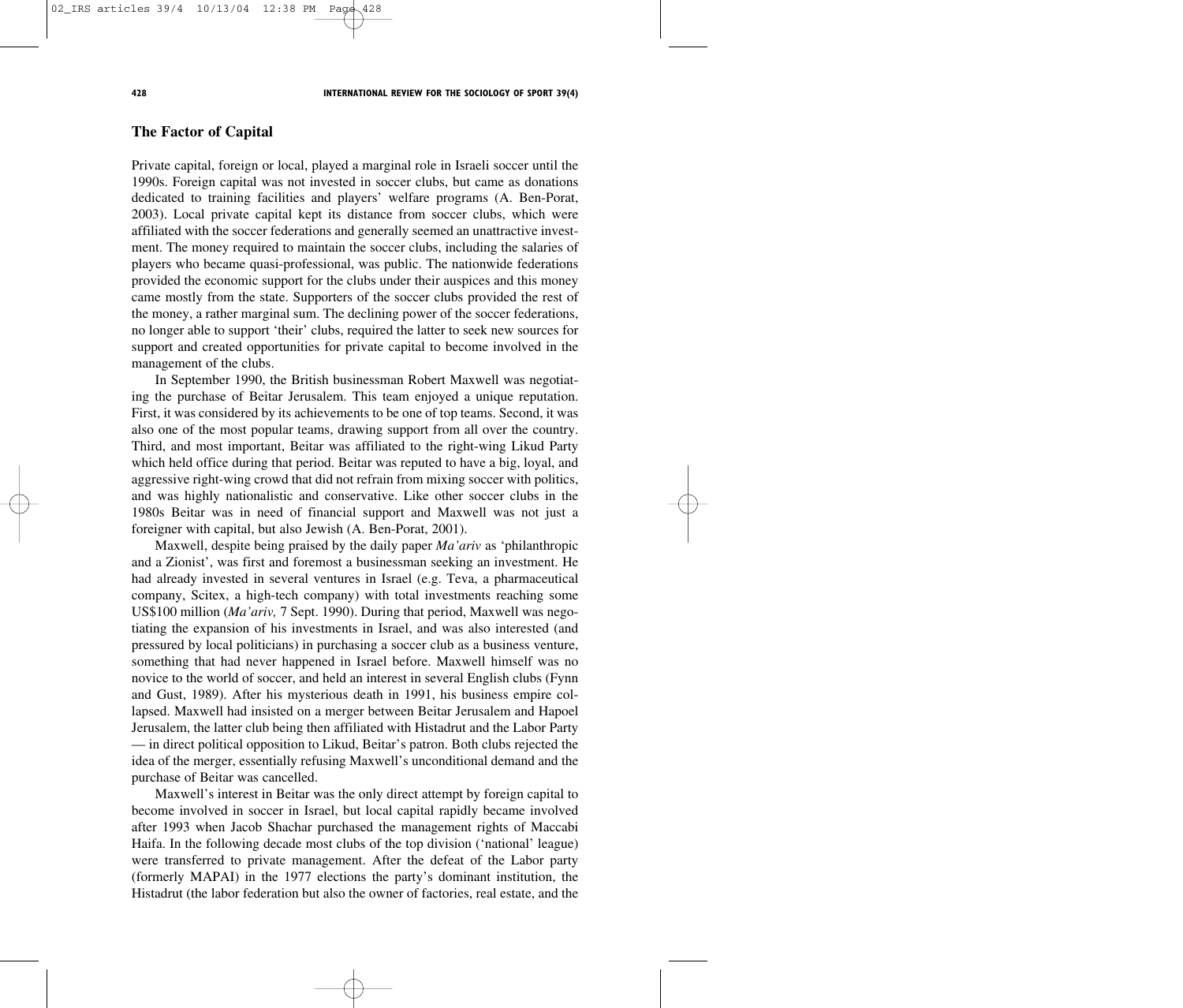## The Factor of Capital

Private capital, foreign or local, played a marginal role in Israeli soccer until the 1990s. Foreign capital was not invested in soccer clubs, but came as donations dedicated to training facilities and players' welfare programs (A. Ben-Porat, 2003). Local private capital kept its distance from soccer clubs, which were affiliated with the soccer federations and generally seemed an unattractive investment. The money required to maintain the soccer clubs, including the salaries of players who became quasi-professional, was public. The nationwide federations provided the economic support for the clubs under their auspices and this money came mostly from the state. Supporters of the soccer clubs provided the rest of the money, a rather marginal sum. The declining power of the soccer federations, no longer able to support 'their' clubs, required the latter to seek new sources for support and created opportunities for private capital to become involved in the management of the clubs.

In September 1990, the British businessman Robert Maxwell was negotiating the purchase of Beitar Jerusalem. This team enjoyed a unique reputation. First, it was considered by its achievements to be one of top teams. Second, it was also one of the most popular teams, drawing support from all over the country. Third, and most important, Beitar was affiliated to the right-wing Likud Party which held office during that period. Beitar was reputed to have a big, loyal, and aggressive right-wing crowd that did not refrain from mixing soccer with politics, and was highly nationalistic and conservative. Like other soccer clubs in the 1980s Beitar was in need of financial support and Maxwell was not just a foreigner with capital, but also Jewish (A. Ben-Porat, 2001).

Maxwell, despite being praised by the daily paper *Ma'ariv* as 'philanthropic and a Zionist', was first and foremost a businessman seeking an investment. He had already invested in several ventures in Israel (e.g. Teva, a pharmaceutical company, Scitex, a high-tech company) with total investments reaching some US$100 million (*Ma'ariv,* 7 Sept. 1990). During that period, Maxwell was negotiating the expansion of his investments in Israel, and was also interested (and pressured by local politicians) in purchasing a soccer club as a business venture, something that had never happened in Israel before. Maxwell himself was no novice to the world of soccer, and held an interest in several English clubs (Fynn and Gust, 1989). After his mysterious death in 1991, his business empire collapsed. Maxwell had insisted on a merger between Beitar Jerusalem and Hapoel Jerusalem, the latter club being then affiliated with Histadrut and the Labor Party — in direct political opposition to Likud, Beitar's patron. Both clubs rejected the idea of the merger, essentially refusing Maxwell's unconditional demand and the purchase of Beitar was cancelled.

Maxwell's interest in Beitar was the only direct attempt by foreign capital to become involved in soccer in Israel, but local capital rapidly became involved after 1993 when Jacob Shachar purchased the management rights of Maccabi Haifa. In the following decade most clubs of the top division ('national' league) were transferred to private management. After the defeat of the Labor party (formerly MAPAI) in the 1977 elections the party's dominant institution, the Histadrut (the labor federation but also the owner of factories, real estate, and the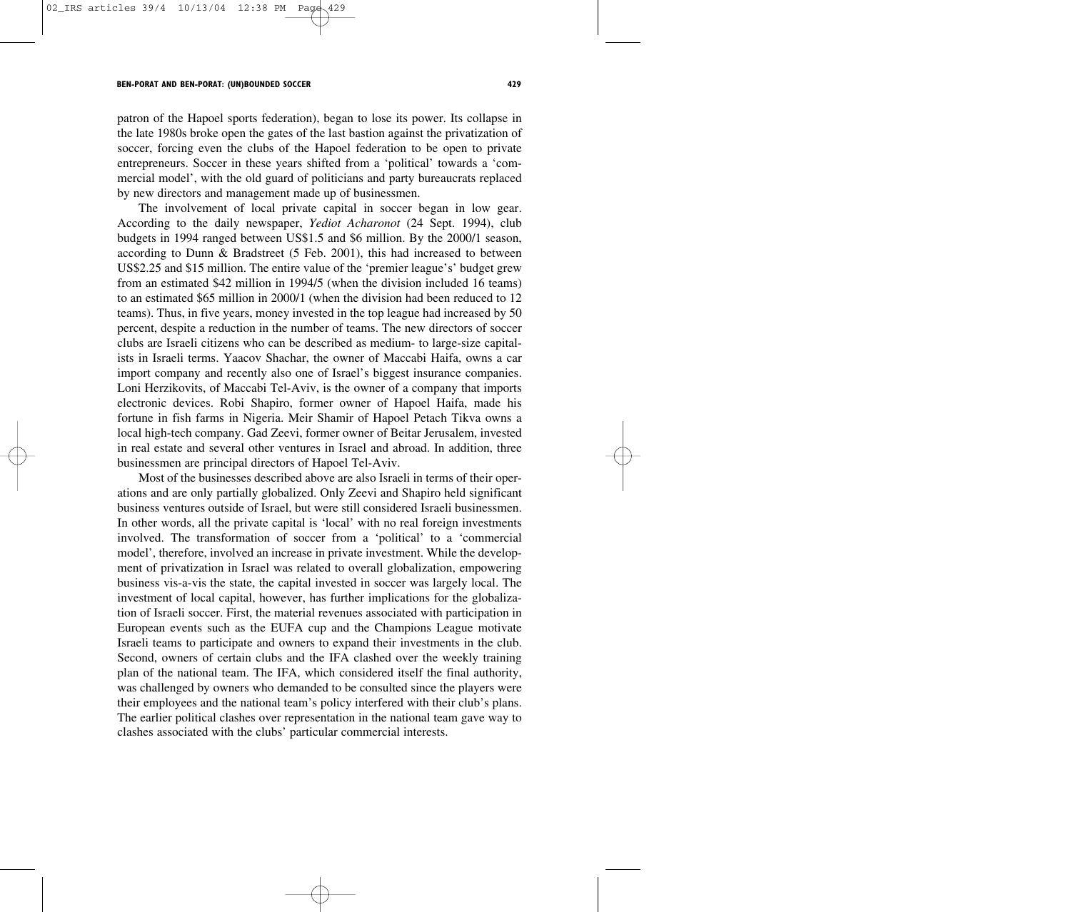patron of the Hapoel sports federation), began to lose its power. Its collapse in the late 1980s broke open the gates of the last bastion against the privatization of soccer, forcing even the clubs of the Hapoel federation to be open to private entrepreneurs. Soccer in these years shifted from a 'political' towards a 'commercial model', with the old guard of politicians and party bureaucrats replaced by new directors and management made up of businessmen.

The involvement of local private capital in soccer began in low gear. According to the daily newspaper, *Yediot Acharonot* (24 Sept. 1994), club budgets in 1994 ranged between US$1.5 and $6 million. By the 2000/1 season, according to Dunn & Bradstreet (5 Feb. 2001), this had increased to between US$2.25 and $15 million. The entire value of the 'premier league's' budget grew from an estimated $42 million in 1994/5 (when the division included 16 teams) to an estimated $65 million in 2000/1 (when the division had been reduced to 12 teams). Thus, in five years, money invested in the top league had increased by 50 percent, despite a reduction in the number of teams. The new directors of soccer clubs are Israeli citizens who can be described as medium- to large-size capitalists in Israeli terms. Yaacov Shachar, the owner of Maccabi Haifa, owns a car import company and recently also one of Israel's biggest insurance companies. Loni Herzikovits, of Maccabi Tel-Aviv, is the owner of a company that imports electronic devices. Robi Shapiro, former owner of Hapoel Haifa, made his fortune in fish farms in Nigeria. Meir Shamir of Hapoel Petach Tikva owns a local high-tech company. Gad Zeevi, former owner of Beitar Jerusalem, invested in real estate and several other ventures in Israel and abroad. In addition, three businessmen are principal directors of Hapoel Tel-Aviv.

Most of the businesses described above are also Israeli in terms of their operations and are only partially globalized. Only Zeevi and Shapiro held significant business ventures outside of Israel, but were still considered Israeli businessmen. In other words, all the private capital is 'local' with no real foreign investments involved. The transformation of soccer from a 'political' to a 'commercial model', therefore, involved an increase in private investment. While the development of privatization in Israel was related to overall globalization, empowering business vis-a-vis the state, the capital invested in soccer was largely local. The investment of local capital, however, has further implications for the globalization of Israeli soccer. First, the material revenues associated with participation in European events such as the EUFA cup and the Champions League motivate Israeli teams to participate and owners to expand their investments in the club. Second, owners of certain clubs and the IFA clashed over the weekly training plan of the national team. The IFA, which considered itself the final authority, was challenged by owners who demanded to be consulted since the players were their employees and the national team's policy interfered with their club's plans. The earlier political clashes over representation in the national team gave way to clashes associated with the clubs' particular commercial interests.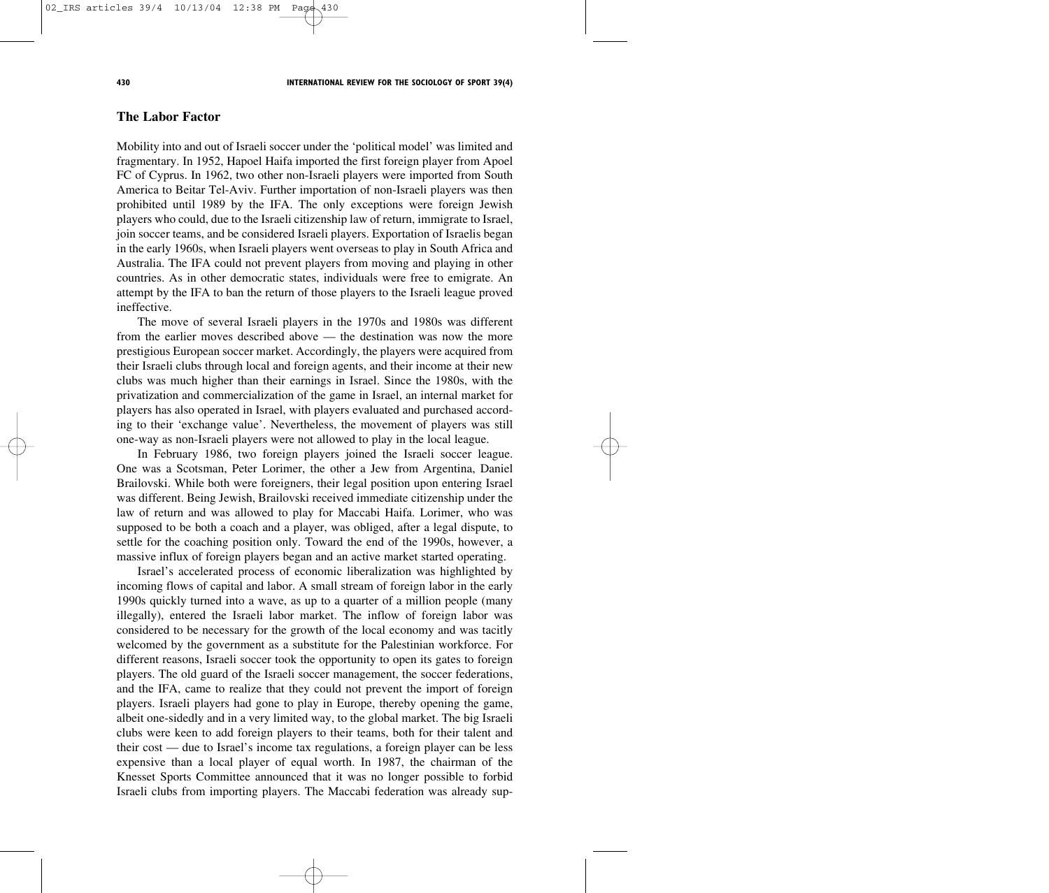## The Labor Factor

Mobility into and out of Israeli soccer under the 'political model' was limited and fragmentary. In 1952, Hapoel Haifa imported the first foreign player from Apoel FC of Cyprus. In 1962, two other non-Israeli players were imported from South America to Beitar Tel-Aviv. Further importation of non-Israeli players was then prohibited until 1989 by the IFA. The only exceptions were foreign Jewish players who could, due to the Israeli citizenship law of return, immigrate to Israel, join soccer teams, and be considered Israeli players. Exportation of Israelis began in the early 1960s, when Israeli players went overseas to play in South Africa and Australia. The IFA could not prevent players from moving and playing in other countries. As in other democratic states, individuals were free to emigrate. An attempt by the IFA to ban the return of those players to the Israeli league proved ineffective.

The move of several Israeli players in the 1970s and 1980s was different from the earlier moves described above — the destination was now the more prestigious European soccer market. Accordingly, the players were acquired from their Israeli clubs through local and foreign agents, and their income at their new clubs was much higher than their earnings in Israel. Since the 1980s, with the privatization and commercialization of the game in Israel, an internal market for players has also operated in Israel, with players evaluated and purchased according to their 'exchange value'. Nevertheless, the movement of players was still one-way as non-Israeli players were not allowed to play in the local league.

In February 1986, two foreign players joined the Israeli soccer league. One was a Scotsman, Peter Lorimer, the other a Jew from Argentina, Daniel Brailovski. While both were foreigners, their legal position upon entering Israel was different. Being Jewish, Brailovski received immediate citizenship under the law of return and was allowed to play for Maccabi Haifa. Lorimer, who was supposed to be both a coach and a player, was obliged, after a legal dispute, to settle for the coaching position only. Toward the end of the 1990s, however, a massive influx of foreign players began and an active market started operating.

Israel's accelerated process of economic liberalization was highlighted by incoming flows of capital and labor. A small stream of foreign labor in the early 1990s quickly turned into a wave, as up to a quarter of a million people (many illegally), entered the Israeli labor market. The inflow of foreign labor was considered to be necessary for the growth of the local economy and was tacitly welcomed by the government as a substitute for the Palestinian workforce. For different reasons, Israeli soccer took the opportunity to open its gates to foreign players. The old guard of the Israeli soccer management, the soccer federations, and the IFA, came to realize that they could not prevent the import of foreign players. Israeli players had gone to play in Europe, thereby opening the game, albeit one-sidedly and in a very limited way, to the global market. The big Israeli clubs were keen to add foreign players to their teams, both for their talent and their cost — due to Israel's income tax regulations, a foreign player can be less expensive than a local player of equal worth. In 1987, the chairman of the Knesset Sports Committee announced that it was no longer possible to forbid Israeli clubs from importing players. The Maccabi federation was already sup-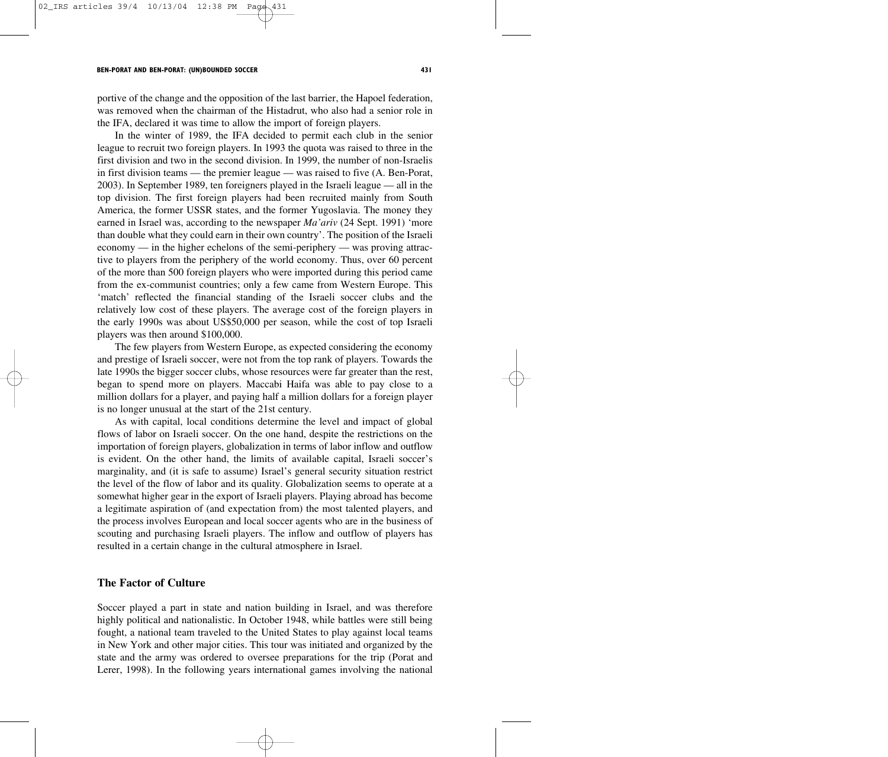portive of the change and the opposition of the last barrier, the Hapoel federation, was removed when the chairman of the Histadrut, who also had a senior role in the IFA, declared it was time to allow the import of foreign players.

In the winter of 1989, the IFA decided to permit each club in the senior league to recruit two foreign players. In 1993 the quota was raised to three in the first division and two in the second division. In 1999, the number of non-Israelis in first division teams — the premier league — was raised to five (A. Ben-Porat, 2003). In September 1989, ten foreigners played in the Israeli league — all in the top division. The first foreign players had been recruited mainly from South America, the former USSR states, and the former Yugoslavia. The money they earned in Israel was, according to the newspaper *Ma'ariv* (24 Sept. 1991) 'more than double what they could earn in their own country'. The position of the Israeli economy — in the higher echelons of the semi-periphery — was proving attractive to players from the periphery of the world economy. Thus, over 60 percent of the more than 500 foreign players who were imported during this period came from the ex-communist countries; only a few came from Western Europe. This 'match' reflected the financial standing of the Israeli soccer clubs and the relatively low cost of these players. The average cost of the foreign players in the early 1990s was about US$50,000 per season, while the cost of top Israeli players was then around $100,000.

The few players from Western Europe, as expected considering the economy and prestige of Israeli soccer, were not from the top rank of players. Towards the late 1990s the bigger soccer clubs, whose resources were far greater than the rest, began to spend more on players. Maccabi Haifa was able to pay close to a million dollars for a player, and paying half a million dollars for a foreign player is no longer unusual at the start of the 21st century.

As with capital, local conditions determine the level and impact of global flows of labor on Israeli soccer. On the one hand, despite the restrictions on the importation of foreign players, globalization in terms of labor inflow and outflow is evident. On the other hand, the limits of available capital, Israeli soccer's marginality, and (it is safe to assume) Israel's general security situation restrict the level of the flow of labor and its quality. Globalization seems to operate at a somewhat higher gear in the export of Israeli players. Playing abroad has become a legitimate aspiration of (and expectation from) the most talented players, and the process involves European and local soccer agents who are in the business of scouting and purchasing Israeli players. The inflow and outflow of players has resulted in a certain change in the cultural atmosphere in Israel.

## The Factor of Culture

Soccer played a part in state and nation building in Israel, and was therefore highly political and nationalistic. In October 1948, while battles were still being fought, a national team traveled to the United States to play against local teams in New York and other major cities. This tour was initiated and organized by the state and the army was ordered to oversee preparations for the trip (Porat and Lerer, 1998). In the following years international games involving the national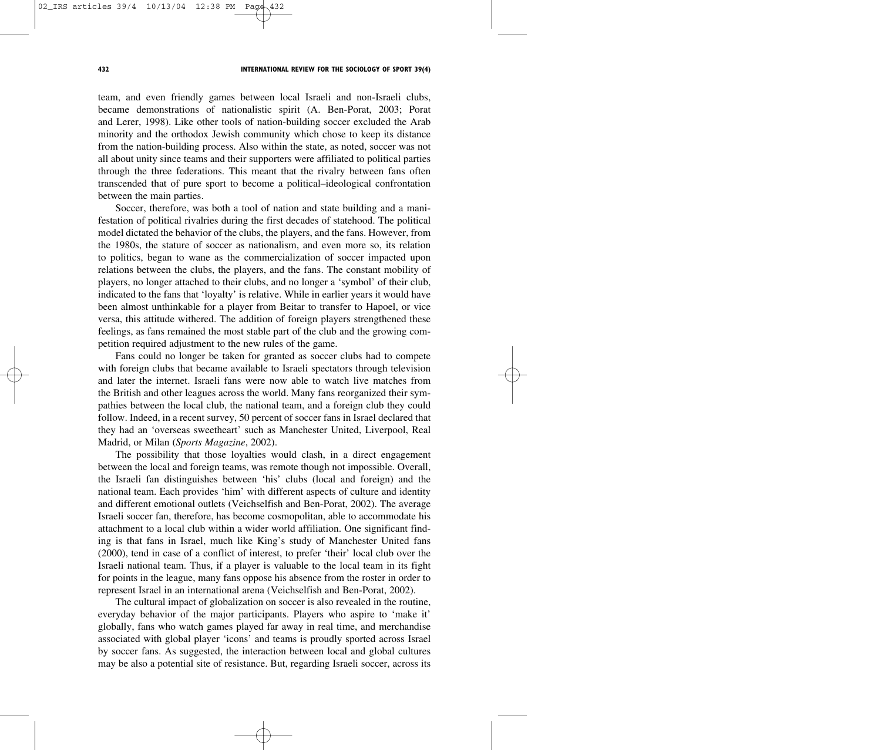team, and even friendly games between local Israeli and non-Israeli clubs, became demonstrations of nationalistic spirit (A. Ben-Porat, 2003; Porat and Lerer, 1998). Like other tools of nation-building soccer excluded the Arab minority and the orthodox Jewish community which chose to keep its distance from the nation-building process. Also within the state, as noted, soccer was not all about unity since teams and their supporters were affiliated to political parties through the three federations. This meant that the rivalry between fans often transcended that of pure sport to become a political–ideological confrontation between the main parties.

Soccer, therefore, was both a tool of nation and state building and a manifestation of political rivalries during the first decades of statehood. The political model dictated the behavior of the clubs, the players, and the fans. However, from the 1980s, the stature of soccer as nationalism, and even more so, its relation to politics, began to wane as the commercialization of soccer impacted upon relations between the clubs, the players, and the fans. The constant mobility of players, no longer attached to their clubs, and no longer a 'symbol' of their club, indicated to the fans that 'loyalty' is relative. While in earlier years it would have been almost unthinkable for a player from Beitar to transfer to Hapoel, or vice versa, this attitude withered. The addition of foreign players strengthened these feelings, as fans remained the most stable part of the club and the growing competition required adjustment to the new rules of the game.

Fans could no longer be taken for granted as soccer clubs had to compete with foreign clubs that became available to Israeli spectators through television and later the internet. Israeli fans were now able to watch live matches from the British and other leagues across the world. Many fans reorganized their sympathies between the local club, the national team, and a foreign club they could follow. Indeed, in a recent survey, 50 percent of soccer fans in Israel declared that they had an 'overseas sweetheart' such as Manchester United, Liverpool, Real Madrid, or Milan (*Sports Magazine*, 2002).

The possibility that those loyalties would clash, in a direct engagement between the local and foreign teams, was remote though not impossible. Overall, the Israeli fan distinguishes between 'his' clubs (local and foreign) and the national team. Each provides 'him' with different aspects of culture and identity and different emotional outlets (Veichselfish and Ben-Porat, 2002). The average Israeli soccer fan, therefore, has become cosmopolitan, able to accommodate his attachment to a local club within a wider world affiliation. One significant finding is that fans in Israel, much like King's study of Manchester United fans (2000), tend in case of a conflict of interest, to prefer 'their' local club over the Israeli national team. Thus, if a player is valuable to the local team in its fight for points in the league, many fans oppose his absence from the roster in order to represent Israel in an international arena (Veichselfish and Ben-Porat, 2002).

The cultural impact of globalization on soccer is also revealed in the routine, everyday behavior of the major participants. Players who aspire to 'make it' globally, fans who watch games played far away in real time, and merchandise associated with global player 'icons' and teams is proudly sported across Israel by soccer fans. As suggested, the interaction between local and global cultures may be also a potential site of resistance. But, regarding Israeli soccer, across its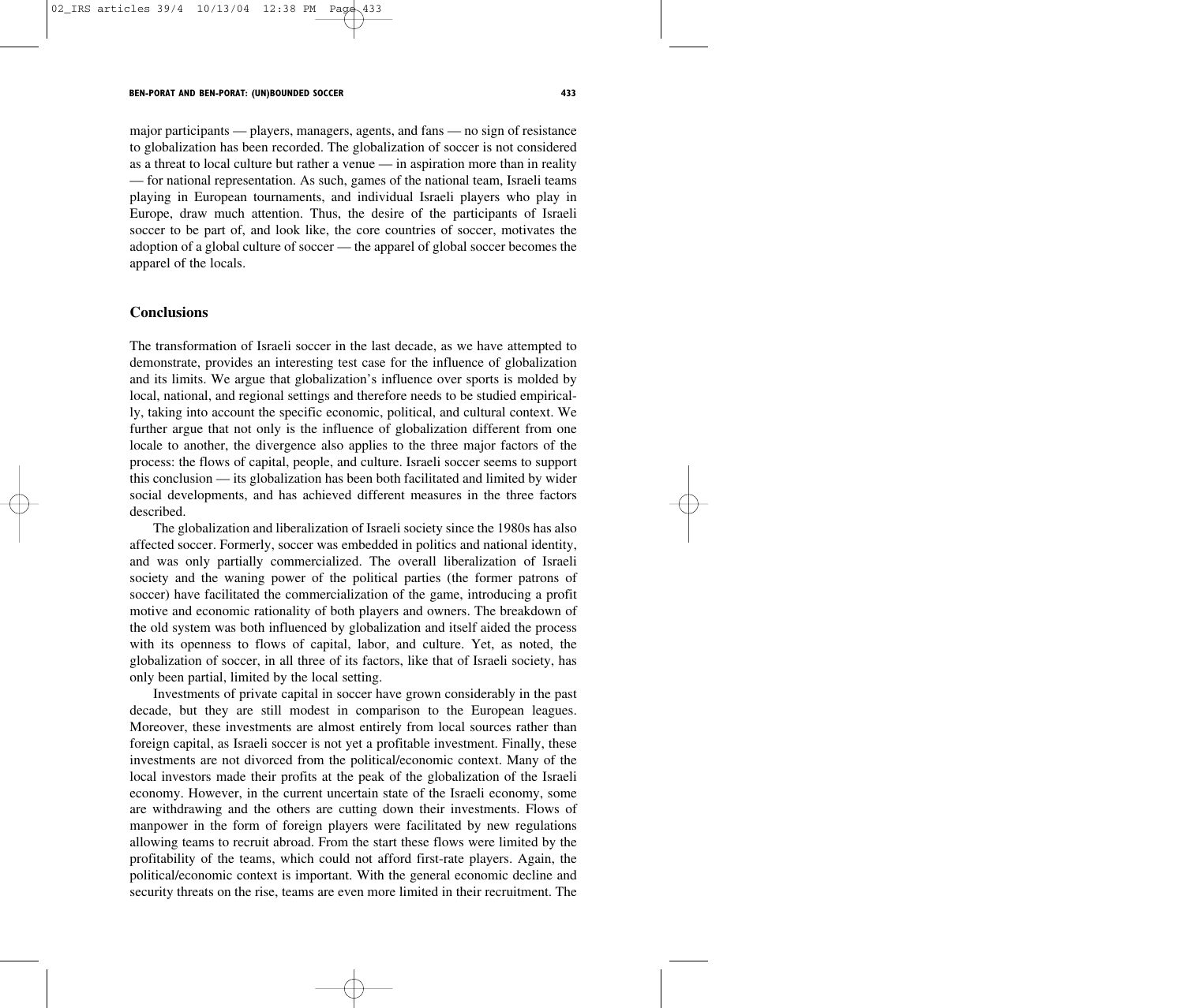major participants — players, managers, agents, and fans — no sign of resistance to globalization has been recorded. The globalization of soccer is not considered as a threat to local culture but rather a venue — in aspiration more than in reality — for national representation. As such, games of the national team, Israeli teams playing in European tournaments, and individual Israeli players who play in Europe, draw much attention. Thus, the desire of the participants of Israeli soccer to be part of, and look like, the core countries of soccer, motivates the adoption of a global culture of soccer — the apparel of global soccer becomes the apparel of the locals.

## Conclusions

The transformation of Israeli soccer in the last decade, as we have attempted to demonstrate, provides an interesting test case for the influence of globalization and its limits. We argue that globalization's influence over sports is molded by local, national, and regional settings and therefore needs to be studied empirically, taking into account the specific economic, political, and cultural context. We further argue that not only is the influence of globalization different from one locale to another, the divergence also applies to the three major factors of the process: the flows of capital, people, and culture. Israeli soccer seems to support this conclusion — its globalization has been both facilitated and limited by wider social developments, and has achieved different measures in the three factors described.

The globalization and liberalization of Israeli society since the 1980s has also affected soccer. Formerly, soccer was embedded in politics and national identity, and was only partially commercialized. The overall liberalization of Israeli society and the waning power of the political parties (the former patrons of soccer) have facilitated the commercialization of the game, introducing a profit motive and economic rationality of both players and owners. The breakdown of the old system was both influenced by globalization and itself aided the process with its openness to flows of capital, labor, and culture. Yet, as noted, the globalization of soccer, in all three of its factors, like that of Israeli society, has only been partial, limited by the local setting.

Investments of private capital in soccer have grown considerably in the past decade, but they are still modest in comparison to the European leagues. Moreover, these investments are almost entirely from local sources rather than foreign capital, as Israeli soccer is not yet a profitable investment. Finally, these investments are not divorced from the political/economic context. Many of the local investors made their profits at the peak of the globalization of the Israeli economy. However, in the current uncertain state of the Israeli economy, some are withdrawing and the others are cutting down their investments. Flows of manpower in the form of foreign players were facilitated by new regulations allowing teams to recruit abroad. From the start these flows were limited by the profitability of the teams, which could not afford first-rate players. Again, the political/economic context is important. With the general economic decline and security threats on the rise, teams are even more limited in their recruitment. The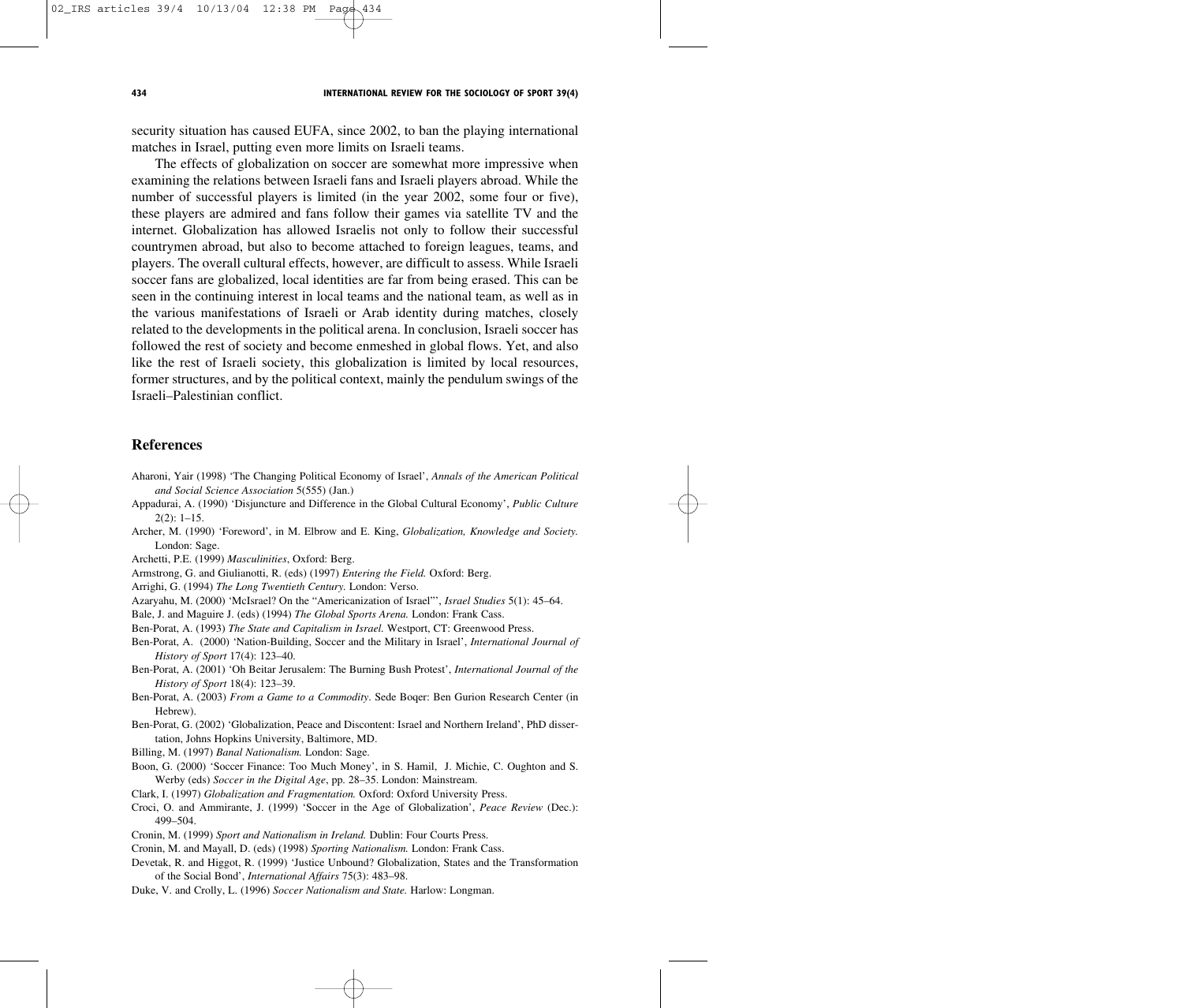security situation has caused EUFA, since 2002, to ban the playing international matches in Israel, putting even more limits on Israeli teams.

The effects of globalization on soccer are somewhat more impressive when examining the relations between Israeli fans and Israeli players abroad. While the number of successful players is limited (in the year 2002, some four or five), these players are admired and fans follow their games via satellite TV and the internet. Globalization has allowed Israelis not only to follow their successful countrymen abroad, but also to become attached to foreign leagues, teams, and players. The overall cultural effects, however, are difficult to assess. While Israeli soccer fans are globalized, local identities are far from being erased. This can be seen in the continuing interest in local teams and the national team, as well as in the various manifestations of Israeli or Arab identity during matches, closely related to the developments in the political arena. In conclusion, Israeli soccer has followed the rest of society and become enmeshed in global flows. Yet, and also like the rest of Israeli society, this globalization is limited by local resources, former structures, and by the political context, mainly the pendulum swings of the Israeli–Palestinian conflict.

## References

Aharoni, Yair (1998) 'The Changing Political Economy of Israel', *Annals of the American Political and Social Science Association* 5(555) (Jan.)

Appadurai, A. (1990) 'Disjuncture and Difference in the Global Cultural Economy', *Public Culture* 2(2): 1–15.

Archer, M. (1990) 'Foreword', in M. Elbrow and E. King, *Globalization, Knowledge and Society.* London: Sage.

Archetti, P.E. (1999) *Masculinities*, Oxford: Berg.

Armstrong, G. and Giulianotti, R. (eds) (1997) *Entering the Field.* Oxford: Berg.

Arrighi, G. (1994) *The Long Twentieth Century.* London: Verso.

Azaryahu, M. (2000) 'McIsrael? On the "Americanization of Israel"', *Israel Studies* 5(1): 45–64.

Bale, J. and Maguire J. (eds) (1994) *The Global Sports Arena.* London: Frank Cass.

Ben-Porat, A. (1993) *The State and Capitalism in Israel.* Westport, CT: Greenwood Press.

Ben-Porat, A. (2000) 'Nation-Building, Soccer and the Military in Israel', *International Journal of History of Sport* 17(4): 123–40.

Ben-Porat, A. (2001) 'Oh Beitar Jerusalem: The Burning Bush Protest', *International Journal of the History of Sport* 18(4): 123–39.

Ben-Porat, A. (2003) *From a Game to a Commodity*. Sede Boqer: Ben Gurion Research Center (in Hebrew).

Ben-Porat, G. (2002) 'Globalization, Peace and Discontent: Israel and Northern Ireland', PhD dissertation, Johns Hopkins University, Baltimore, MD.

Billing, M. (1997) *Banal Nationalism.* London: Sage.

Boon, G. (2000) 'Soccer Finance: Too Much Money', in S. Hamil, J. Michie, C. Oughton and S. Werby (eds) *Soccer in the Digital Age*, pp. 28–35. London: Mainstream.

Clark, I. (1997) *Globalization and Fragmentation.* Oxford: Oxford University Press.

Croci, O. and Ammirante, J. (1999) 'Soccer in the Age of Globalization', *Peace Review* (Dec.): 499–504.

Cronin, M. (1999) *Sport and Nationalism in Ireland.* Dublin: Four Courts Press.

Cronin, M. and Mayall, D. (eds) (1998) *Sporting Nationalism.* London: Frank Cass.

Devetak, R. and Higgot, R. (1999) 'Justice Unbound? Globalization, States and the Transformation of the Social Bond', *International Affairs* 75(3): 483–98.

Duke, V. and Crolly, L. (1996) *Soccer Nationalism and State.* Harlow: Longman.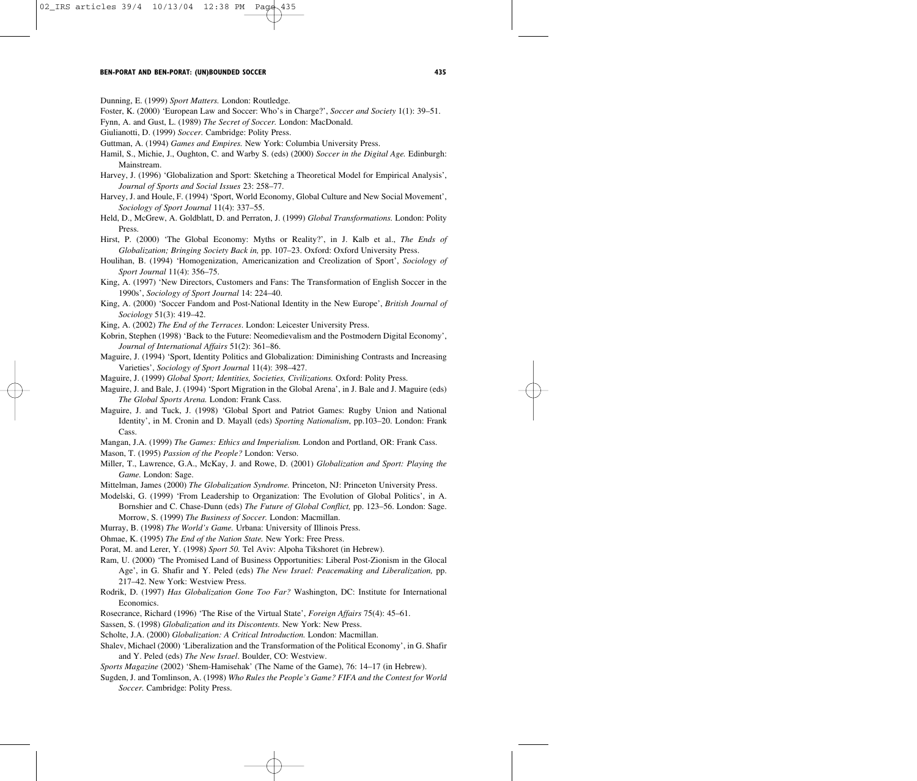Dunning, E. (1999) *Sport Matters.* London: Routledge.

Foster, K. (2000) 'European Law and Soccer: Who's in Charge?', *Soccer and Society* 1(1): 39–51.

Fynn, A. and Gust, L. (1989) *The Secret of Soccer.* London: MacDonald.

Giulianotti, D. (1999) *Soccer.* Cambridge: Polity Press.

Guttman, A. (1994) *Games and Empires.* New York: Columbia University Press.

Hamil, S., Michie, J., Oughton, C. and Warby S. (eds) (2000) *Soccer in the Digital Age.* Edinburgh: Mainstream.

Harvey, J. (1996) 'Globalization and Sport: Sketching a Theoretical Model for Empirical Analysis', *Journal of Sports and Social Issues* 23: 258–77.

Harvey, J. and Houle, F. (1994) 'Sport, World Economy, Global Culture and New Social Movement', *Sociology of Sport Journal* 11(4): 337–55.

Held, D., McGrew, A. Goldblatt, D. and Perraton, J. (1999) *Global Transformations.* London: Polity Press.

Hirst, P. (2000) 'The Global Economy: Myths or Reality?', in J. Kalb et al., *The Ends of Globalization; Bringing Society Back in,* pp. 107–23. Oxford: Oxford University Press.

Houlihan, B. (1994) 'Homogenization, Americanization and Creolization of Sport', *Sociology of Sport Journal* 11(4): 356–75.

King, A. (1997) 'New Directors, Customers and Fans: The Transformation of English Soccer in the 1990s', *Sociology of Sport Journal* 14: 224–40.

King, A. (2000) 'Soccer Fandom and Post-National Identity in the New Europe', *British Journal of Sociology* 51(3): 419–42.

King, A. (2002) *The End of the Terraces*. London: Leicester University Press.

Kobrin, Stephen (1998) 'Back to the Future: Neomedievalism and the Postmodern Digital Economy', *Journal of International Affairs* 51(2): 361–86.

Maguire, J. (1994) 'Sport, Identity Politics and Globalization: Diminishing Contrasts and Increasing Varieties', *Sociology of Sport Journal* 11(4): 398–427.

Maguire, J. (1999) *Global Sport; Identities, Societies, Civilizations.* Oxford: Polity Press.

Maguire, J. and Bale, J. (1994) 'Sport Migration in the Global Arena', in J. Bale and J. Maguire (eds) *The Global Sports Arena.* London: Frank Cass.

Maguire, J. and Tuck, J. (1998) 'Global Sport and Patriot Games: Rugby Union and National Identity', in M. Cronin and D. Mayall (eds) *Sporting Nationalism*, pp.103–20. London: Frank Cass.

Mangan, J.A. (1999) *The Games: Ethics and Imperialism.* London and Portland, OR: Frank Cass.

Mason, T. (1995) *Passion of the People?* London: Verso.

Miller, T., Lawrence, G.A., McKay, J. and Rowe, D. (2001) *Globalization and Sport: Playing the Game.* London: Sage.

Mittelman, James (2000) *The Globalization Syndrome.* Princeton, NJ: Princeton University Press.

Modelski, G. (1999) 'From Leadership to Organization: The Evolution of Global Politics', in A. Bornshier and C. Chase-Dunn (eds) *The Future of Global Conflict,* pp. 123–56. London: Sage.

Morrow, S. (1999) *The Business of Soccer.* London: Macmillan.

Murray, B. (1998) *The World's Game.* Urbana: University of Illinois Press.

Ohmae, K. (1995) *The End of the Nation State.* New York: Free Press.

Porat, M. and Lerer, Y. (1998) *Sport 50.* Tel Aviv: Alpoha Tikshoret (in Hebrew).

Ram, U. (2000) 'The Promised Land of Business Opportunities: Liberal Post-Zionism in the Glocal Age', in G. Shafir and Y. Peled (eds) *The New Israel: Peacemaking and Liberalization,* pp. 217–42. New York: Westview Press.

Rodrik, D. (1997) *Has Globalization Gone Too Far?* Washington, DC: Institute for International Economics.

Rosecrance, Richard (1996) 'The Rise of the Virtual State', *Foreign Affairs* 75(4): 45–61.

Sassen, S. (1998) *Globalization and its Discontents.* New York: New Press.

Scholte, J.A. (2000) *Globalization: A Critical Introduction.* London: Macmillan.

Shalev, Michael (2000) 'Liberalization and the Transformation of the Political Economy', in G. Shafir and Y. Peled (eds) *The New Israel*. Boulder, CO: Westview.

*Sports Magazine* (2002) 'Shem-Hamisehak' (The Name of the Game), 76: 14–17 (in Hebrew).

Sugden, J. and Tomlinson, A. (1998) *Who Rules the People's Game? FIFA and the Contest for World Soccer.* Cambridge: Polity Press.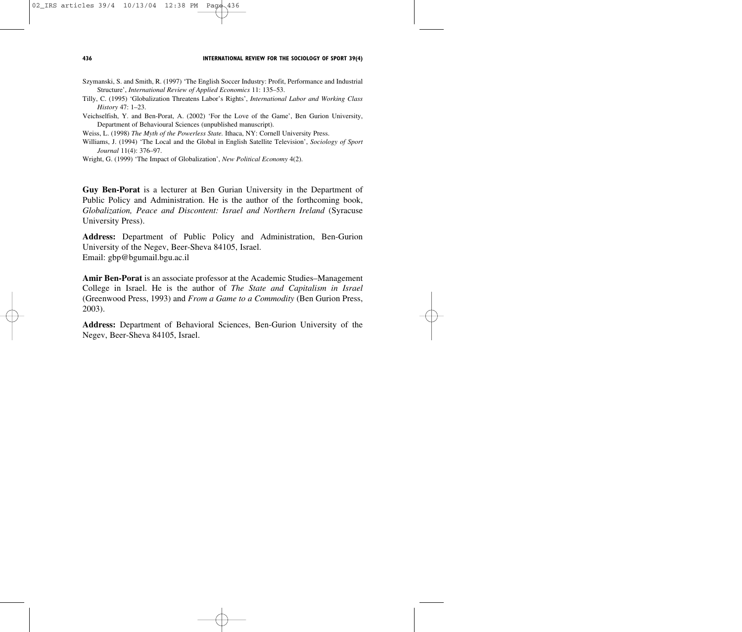Szymanski, S. and Smith, R. (1997) 'The English Soccer Industry: Profit, Performance and Industrial Structure', *International Review of Applied Economics* 11: 135–53.

Tilly, C. (1995) 'Globalization Threatens Labor's Rights', *International Labor and Working Class History* 47: 1–23.

Veichselfish, Y. and Ben-Porat, A. (2002) 'For the Love of the Game', Ben Gurion University, Department of Behavioural Sciences (unpublished manuscript).

Weiss, L. (1998) *The Myth of the Powerless State.* Ithaca, NY: Cornell University Press.

Williams, J. (1994) 'The Local and the Global in English Satellite Television', *Sociology of Sport Journal* 11(4): 376–97.

Wright, G. (1999) 'The Impact of Globalization', *New Political Economy* 4(2).

**Guy Ben-Porat** is a lecturer at Ben Gurian University in the Department of Public Policy and Administration. He is the author of the forthcoming book, *Globalization, Peace and Discontent: Israel and Northern Ireland* (Syracuse University Press).

**Address:** Department of Public Policy and Administration, Ben-Gurion University of the Negev, Beer-Sheva 84105, Israel.
Email: gbp@bgumail.bgu.ac.il

**Amir Ben-Porat** is an associate professor at the Academic Studies–Management College in Israel. He is the author of *The State and Capitalism in Israel* (Greenwood Press, 1993) and *From a Game to a Commodity* (Ben Gurion Press, 2003).

**Address:** Department of Behavioral Sciences, Ben-Gurion University of the Negev, Beer-Sheva 84105, Israel.